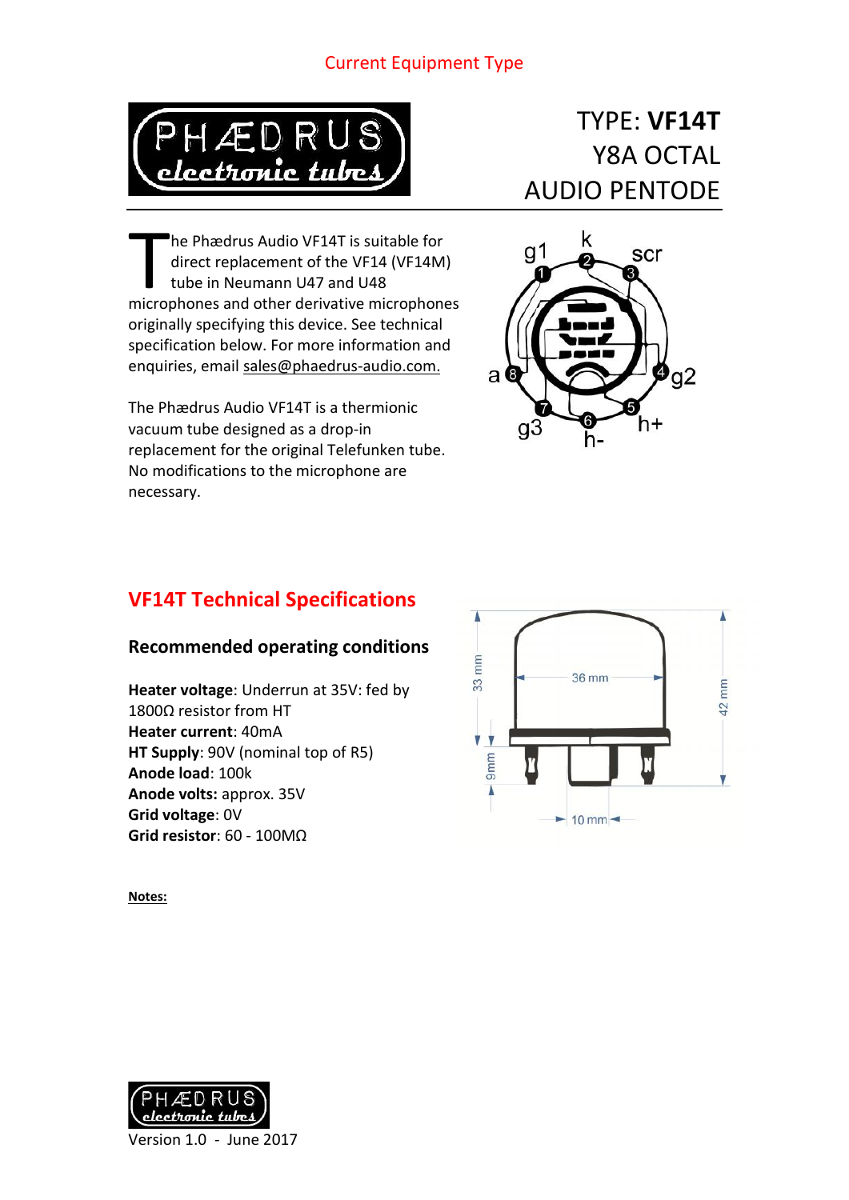Current Equipment Type

# TYPE: **VF14T**
## Y8A OCTAL
## AUDIO PENTODE

The Phædrus Audio VF14T is suitable for direct replacement of the VF14 (VF14M) tube in Neumann U47 and U48 microphones and other derivative microphones originally specifying this device. See technical specification below. For more information and enquiries, email sales@phaedrus-audio.com.

The Phædrus Audio VF14T is a thermionic vacuum tube designed as a drop-in replacement for the original Telefunken tube. No modifications to the microphone are necessary.

## VF14T Technical Specifications

### Recommended operating conditions

**Heater voltage**: Underrun at 35V: fed by 1800Ω resistor from HT
**Heater current**: 40mA
**HT Supply**: 90V (nominal top of R5)
**Anode load**: 100k
**Anode volts:** approx. 35V
**Grid voltage**: 0V
**Grid resistor**: 60 - 100MΩ

**Notes:**

Version 1.0 - June 2017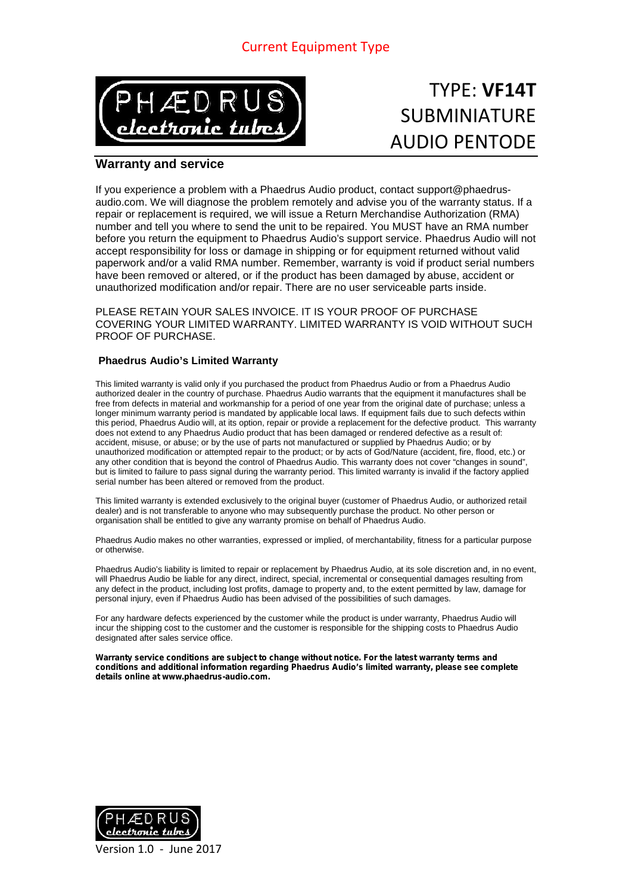# TYPE: **VF14T** SUBMINIATURE AUDIO PENTODE

## Warranty and service

If you experience a problem with a Phaedrus Audio product, contact support@phaedrus-audio.com. We will diagnose the problem remotely and advise you of the warranty status. If a repair or replacement is required, we will issue a Return Merchandise Authorization (RMA) number and tell you where to send the unit to be repaired. You MUST have an RMA number before you return the equipment to Phaedrus Audio's support service. Phaedrus Audio will not accept responsibility for loss or damage in shipping or for equipment returned without valid paperwork and/or a valid RMA number. Remember, warranty is void if product serial numbers have been removed or altered, or if the product has been damaged by abuse, accident or unauthorized modification and/or repair. There are no user serviceable parts inside.

PLEASE RETAIN YOUR SALES INVOICE. IT IS YOUR PROOF OF PURCHASE COVERING YOUR LIMITED WARRANTY. LIMITED WARRANTY IS VOID WITHOUT SUCH PROOF OF PURCHASE.

### Phaedrus Audio's Limited Warranty

This limited warranty is valid only if you purchased the product from Phaedrus Audio or from a Phaedrus Audio authorized dealer in the country of purchase. Phaedrus Audio warrants that the equipment it manufactures shall be free from defects in material and workmanship for a period of one year from the original date of purchase; unless a longer minimum warranty period is mandated by applicable local laws. If equipment fails due to such defects within this period, Phaedrus Audio will, at its option, repair or provide a replacement for the defective product. This warranty does not extend to any Phaedrus Audio product that has been damaged or rendered defective as a result of: accident, misuse, or abuse; or by the use of parts not manufactured or supplied by Phaedrus Audio; or by unauthorized modification or attempted repair to the product; or by acts of God/Nature (accident, fire, flood, etc.) or any other condition that is beyond the control of Phaedrus Audio. This warranty does not cover "changes in sound", but is limited to failure to pass signal during the warranty period. This limited warranty is invalid if the factory applied serial number has been altered or removed from the product.

This limited warranty is extended exclusively to the original buyer (customer of Phaedrus Audio, or authorized retail dealer) and is not transferable to anyone who may subsequently purchase the product. No other person or organisation shall be entitled to give any warranty promise on behalf of Phaedrus Audio.

Phaedrus Audio makes no other warranties, expressed or implied, of merchantability, fitness for a particular purpose or otherwise.

Phaedrus Audio's liability is limited to repair or replacement by Phaedrus Audio, at its sole discretion and, in no event, will Phaedrus Audio be liable for any direct, indirect, special, incremental or consequential damages resulting from any defect in the product, including lost profits, damage to property and, to the extent permitted by law, damage for personal injury, even if Phaedrus Audio has been advised of the possibilities of such damages.

For any hardware defects experienced by the customer while the product is under warranty, Phaedrus Audio will incur the shipping cost to the customer and the customer is responsible for the shipping costs to Phaedrus Audio designated after sales service office.

**Warranty service conditions are subject to change without notice. For the latest warranty terms and conditions and additional information regarding Phaedrus Audio's limited warranty, please see complete details online at www.phaedrus-audio.com.**

Version 1.0 - June 2017